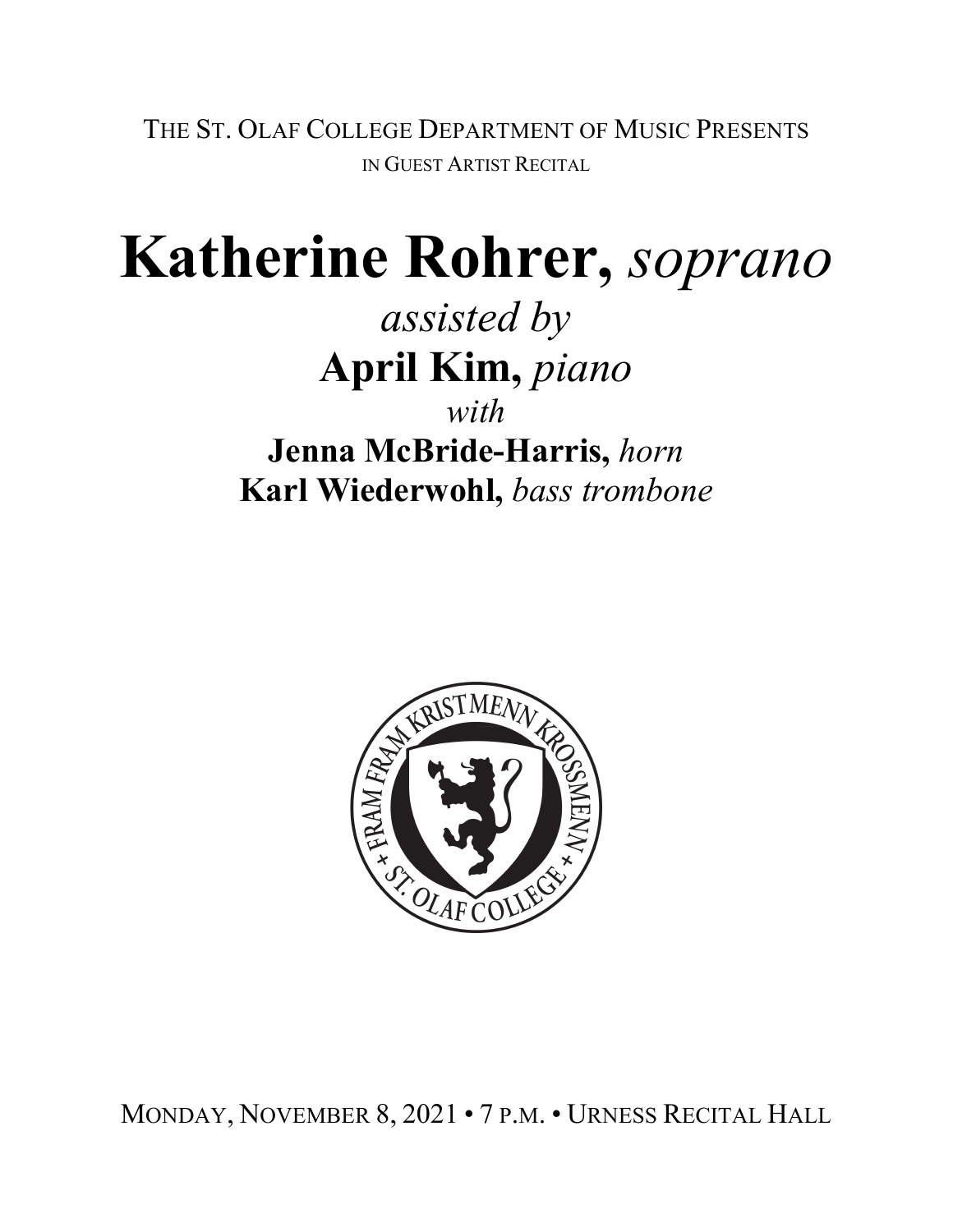THE ST. OLAF COLLEGE DEPARTMENT OF MUSIC PRESENTS

IN GUEST ARTIST RECITAL

# **Katherine Rohrer,** *soprano*

*assisted by*

## **April Kim,** *piano*

*with*

### **Jenna McBride-Harris,** *horn*

### **Karl Wiederwohl,** *bass trombone*

MONDAY, NOVEMBER 8, 2021 • 7 P.M. • URNESS RECITAL HALL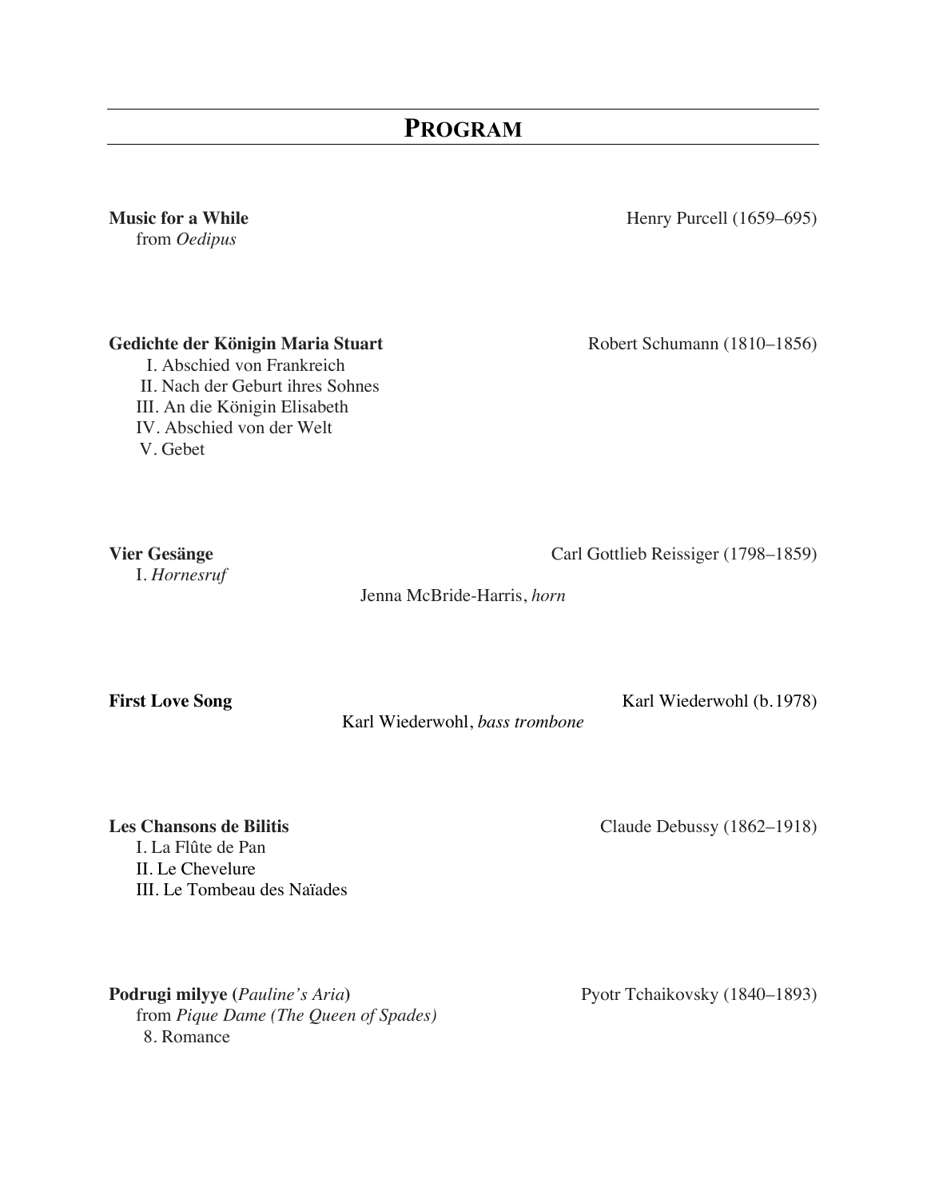## PROGRAM

**Music for a While** Henry Purcell (1659–695)
from *Oedipus*

**Gedichte der Königin Maria Stuart** Robert Schumann (1810–1856)
I. Abschied von Frankreich
II. Nach der Geburt ihres Sohnes
III. An die Königin Elisabeth
IV. Abschied von der Welt
V. Gebet

**Vier Gesänge** Carl Gottlieb Reissiger (1798–1859)
I. *Hornesruf*

Jenna McBride-Harris, *horn*

**First Love Song** Karl Wiederwohl (b.1978)

Karl Wiederwohl, *bass trombone*

**Les Chansons de Bilitis** Claude Debussy (1862–1918)
I. La Flûte de Pan
II. Le Chevelure
III. Le Tombeau des Naïades

**Podrugi milyye (***Pauline's Aria***)** Pyotr Tchaikovsky (1840–1893)
from *Pique Dame (The Queen of Spades)*
8. Romance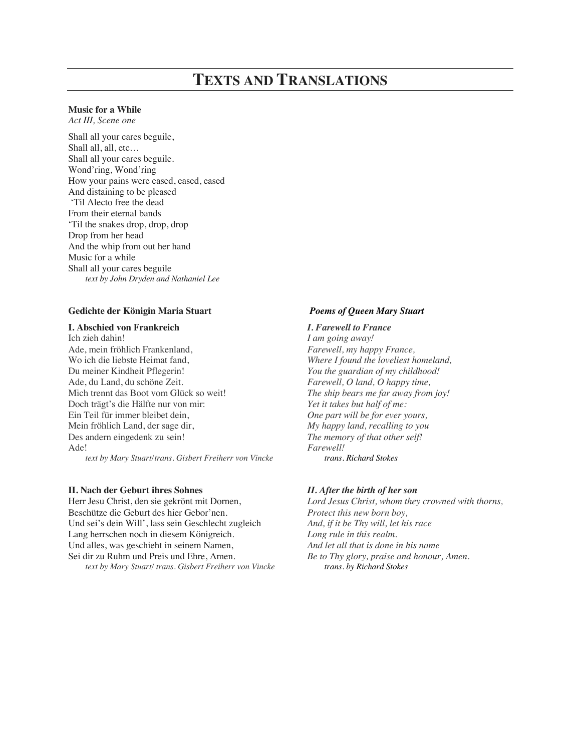# TEXTS AND TRANSLATIONS

**Music for a While**
*Act III, Scene one*

Shall all your cares beguile,
Shall all, all, etc…
Shall all your cares beguile.
Wond'ring, Wond'ring
How your pains were eased, eased, eased
And distaining to be pleased
'Til Alecto free the dead
From their eternal bands
'Til the snakes drop, drop, drop
Drop from her head
And the whip from out her hand
Music for a while
Shall all your cares beguile
*text by John Dryden and Nathaniel Lee*

**Gedichte der Königin Maria Stuart**

**I. Abschied von Frankreich**
Ich zieh dahin!
Ade, mein fröhlich Frankenland,
Wo ich die liebste Heimat fand,
Du meiner Kindheit Pflegerin!
Ade, du Land, du schöne Zeit.
Mich trennt das Boot vom Glück so weit!
Doch trägt's die Hälfte nur von mir:
Ein Teil für immer bleibet dein,
Mein fröhlich Land, der sage dir,
Des andern eingedenk zu sein!
Ade!
*text by Mary Stuart/trans. Gisbert Freiherr von Vincke*

**II. Nach der Geburt ihres Sohnes**
Herr Jesu Christ, den sie gekrönt mit Dornen,
Beschütze die Geburt des hier Gebor'nen.
Und sei's dein Will', lass sein Geschlecht zugleich
Lang herrschen noch in diesem Königreich.
Und alles, was geschieht in seinem Namen,
Sei dir zu Ruhm und Preis und Ehre, Amen.
*text by Mary Stuart/ trans. Gisbert Freiherr von Vincke*

***Poems of Queen Mary Stuart***

***I. Farewell to France***
*I am going away!*
*Farewell, my happy France,*
*Where I found the loveliest homeland,*
*You the guardian of my childhood!*
*Farewell, O land, O happy time,*
*The ship bears me far away from joy!*
*Yet it takes but half of me:*
*One part will be for ever yours,*
*My happy land, recalling to you*
*The memory of that other self!*
*Farewell!*
*trans. Richard Stokes*

***II. After the birth of her son***
*Lord Jesus Christ, whom they crowned with thorns,*
*Protect this new born boy,*
*And, if it be Thy will, let his race*
*Long rule in this realm.*
*And let all that is done in his name*
*Be to Thy glory, praise and honour, Amen.*
*trans. by Richard Stokes*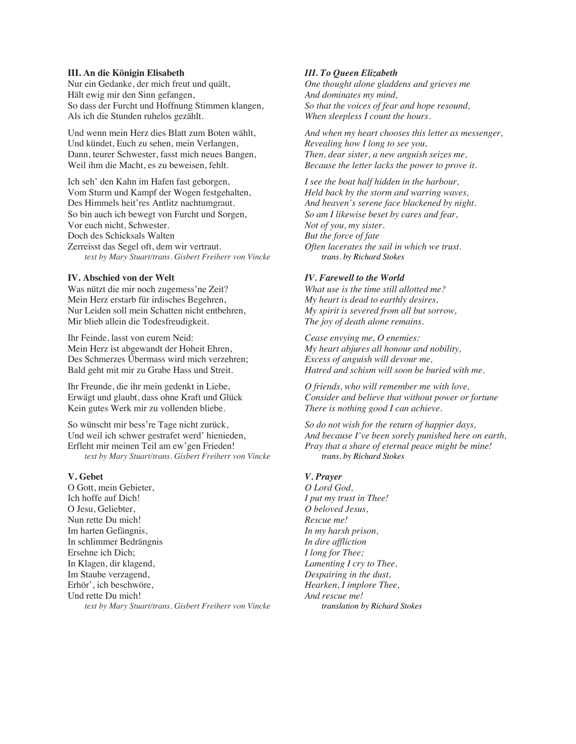**III. An die Königin Elisabeth**

Nur ein Gedanke, der mich freut und quält,
Hält ewig mir den Sinn gefangen,
So dass der Furcht und Hoffnung Stimmen klangen,
Als ich die Stunden ruhelos gezählt.

Und wenn mein Herz dies Blatt zum Boten wählt,
Und kündet, Euch zu sehen, mein Verlangen,
Dann, teurer Schwester, fasst mich neues Bangen,
Weil ihm die Macht, es zu beweisen, fehlt.

Ich seh' den Kahn im Hafen fast geborgen,
Vom Sturm und Kampf der Wogen festgehalten,
Des Himmels heit'res Antlitz nachtumgraut.
So bin auch ich bewegt von Furcht und Sorgen,
Vor euch nicht, Schwester.
Doch des Schicksals Walten
Zerreisst das Segel oft, dem wir vertraut.

*text by Mary Stuart/trans. Gisbert Freiherr von Vincke*

***III. To Queen Elizabeth***

*One thought alone gladdens and grieves me*
*And dominates my mind,*
*So that the voices of fear and hope resound,*
*When sleepless I count the hours.*

*And when my heart chooses this letter as messenger,*
*Revealing how I long to see you,*
*Then, dear sister, a new anguish seizes me,*
*Because the letter lacks the power to prove it.*

*I see the boat half hidden in the harbour,*
*Held back by the storm and warring waves,*
*And heaven's serene face blackened by night.*
*So am I likewise beset by cares and fear,*
*Not of you, my sister.*
*But the force of fate*
*Often lacerates the sail in which we trust.*

*trans. by Richard Stokes*

**IV. Abschied von der Welt**

Was nützt die mir noch zugemess'ne Zeit?
Mein Herz erstarb für irdisches Begehren,
Nur Leiden soll mein Schatten nicht entbehren,
Mir blieb allein die Todesfreudigkeit.

Ihr Feinde, lasst von eurem Neid:
Mein Herz ist abgewandt der Hoheit Ehren,
Des Schmerzes Übermass wird mich verzehren;
Bald geht mit mir zu Grabe Hass und Streit.

Ihr Freunde, die ihr mein gedenkt in Liebe,
Erwägt und glaubt, dass ohne Kraft und Glück
Kein gutes Werk mir zu vollenden bliebe.

So wünscht mir bess're Tage nicht zurück,
Und weil ich schwer gestrafet werd' hienieden,
Erfleht mir meinen Teil am ew'gen Frieden!

*text by Mary Stuart/trans. Gisbert Freiherr von Vincke*

***IV. Farewell to the World***

*What use is the time still allotted me?*
*My heart is dead to earthly desires,*
*My spirit is severed from all but sorrow,*
*The joy of death alone remains.*

*Cease envying me, O enemies:*
*My heart abjures all honour and nobility,*
*Excess of anguish will devour me,*
*Hatred and schism will soon be buried with me.*

*O friends, who will remember me with love,*
*Consider and believe that without power or fortune*
*There is nothing good I can achieve.*

*So do not wish for the return of happier days,*
*And because I've been sorely punished here on earth,*
*Pray that a share of eternal peace might be mine!*

*trans. by Richard Stokes*

**V. Gebet**

O Gott, mein Gebieter,
Ich hoffe auf Dich!
O Jesu, Geliebter,
Nun rette Du mich!
Im harten Gefängnis,
In schlimmer Bedrängnis
Ersehne ich Dich;
In Klagen, dir klagend,
Im Staube verzagend,
Erhör', ich beschwöre,
Und rette Du mich!

*text by Mary Stuart/trans. Gisbert Freiherr von Vincke*

***V. Prayer***

*O Lord God,*
*I put my trust in Thee!*
*O beloved Jesus,*
*Rescue me!*
*In my harsh prison,*
*In dire affliction*
*I long for Thee;*
*Lamenting I cry to Thee,*
*Despairing in the dust,*
*Hearken, I implore Thee,*
*And rescue me!*

*translation by Richard Stokes*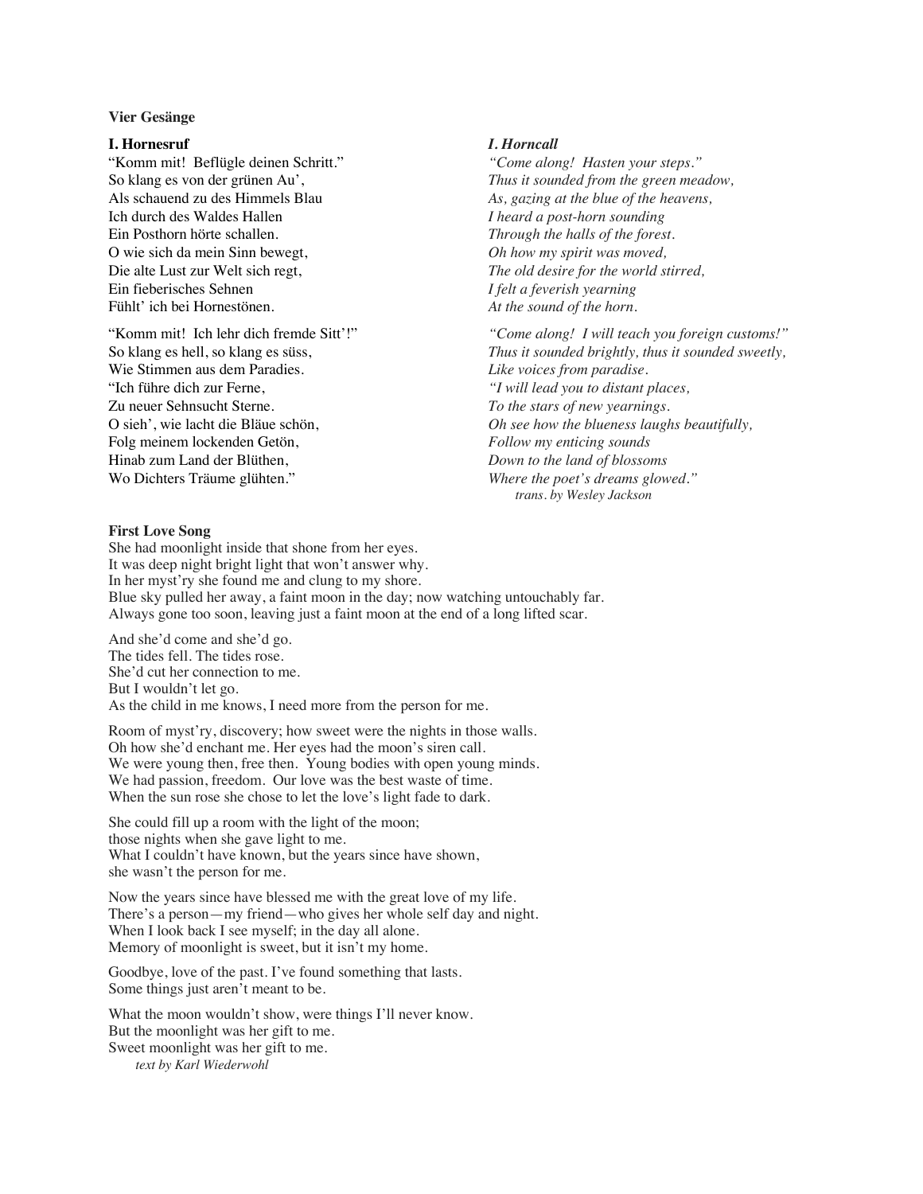**Vier Gesänge**

**I. Hornesruf**

"Komm mit! Beflügle deinen Schritt."
So klang es von der grünen Au',
Als schauend zu des Himmels Blau
Ich durch des Waldes Hallen
Ein Posthorn hörte schallen.
O wie sich da mein Sinn bewegt,
Die alte Lust zur Welt sich regt,
Ein fieberisches Sehnen
Fühlt' ich bei Hornestönen.

"Komm mit! Ich lehr dich fremde Sitt'!"
So klang es hell, so klang es süss,
Wie Stimmen aus dem Paradies.
"Ich führe dich zur Ferne,
Zu neuer Sehnsucht Sterne.
O sieh', wie lacht die Bläue schön,
Folg meinem lockenden Getön,
Hinab zum Land der Blüthen,
Wo Dichters Träume glühten."

***I. Horncall***

*"Come along! Hasten your steps."*
*Thus it sounded from the green meadow,*
*As, gazing at the blue of the heavens,*
*I heard a post-horn sounding*
*Through the halls of the forest.*
*Oh how my spirit was moved,*
*The old desire for the world stirred,*
*I felt a feverish yearning*
*At the sound of the horn.*

*"Come along! I will teach you foreign customs!"*
*Thus it sounded brightly, thus it sounded sweetly,*
*Like voices from paradise.*
*"I will lead you to distant places,*
*To the stars of new yearnings.*
*Oh see how the blueness laughs beautifully,*
*Follow my enticing sounds*
*Down to the land of blossoms*
*Where the poet's dreams glowed."*

*trans. by Wesley Jackson*

**First Love Song**

She had moonlight inside that shone from her eyes.
It was deep night bright light that won't answer why.
In her myst'ry she found me and clung to my shore.
Blue sky pulled her away, a faint moon in the day; now watching untouchably far.
Always gone too soon, leaving just a faint moon at the end of a long lifted scar.

And she'd come and she'd go.
The tides fell. The tides rose.
She'd cut her connection to me.
But I wouldn't let go.
As the child in me knows, I need more from the person for me.

Room of myst'ry, discovery; how sweet were the nights in those walls.
Oh how she'd enchant me. Her eyes had the moon's siren call.
We were young then, free then. Young bodies with open young minds.
We had passion, freedom. Our love was the best waste of time.
When the sun rose she chose to let the love's light fade to dark.

She could fill up a room with the light of the moon;
those nights when she gave light to me.
What I couldn't have known, but the years since have shown,
she wasn't the person for me.

Now the years since have blessed me with the great love of my life.
There's a person—my friend—who gives her whole self day and night.
When I look back I see myself; in the day all alone.
Memory of moonlight is sweet, but it isn't my home.

Goodbye, love of the past. I've found something that lasts.
Some things just aren't meant to be.

What the moon wouldn't show, were things I'll never know.
But the moonlight was her gift to me.
Sweet moonlight was her gift to me.

*text by Karl Wiederwohl*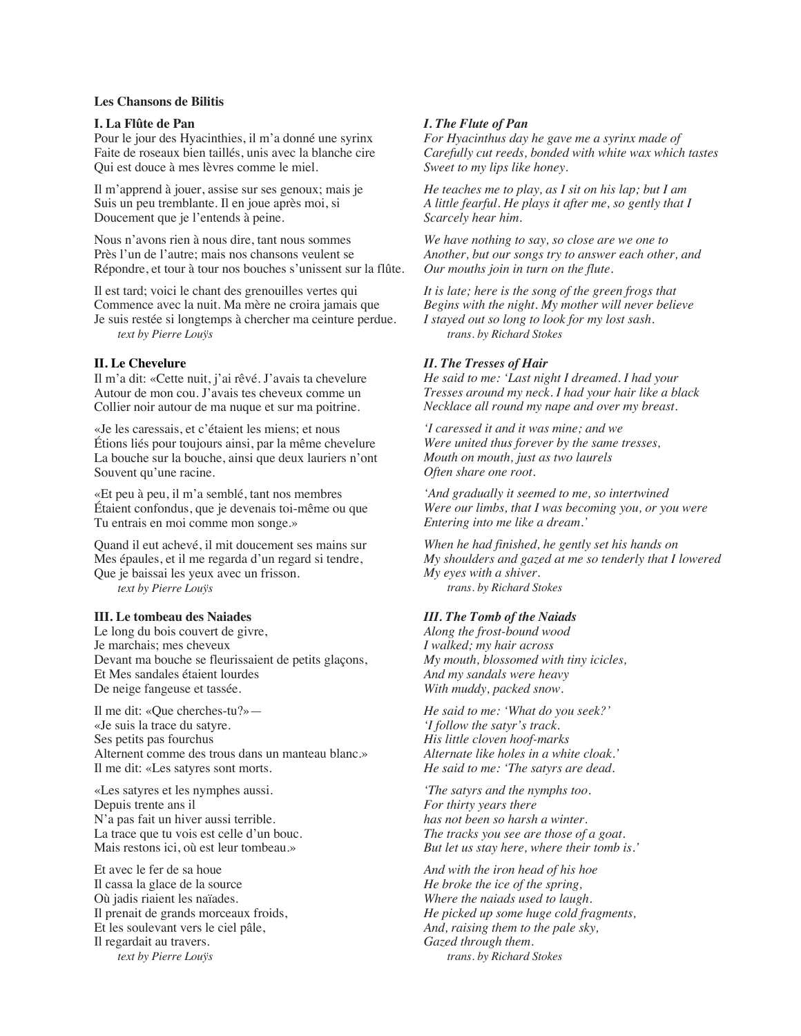**Les Chansons de Bilitis**

**I. La Flûte de Pan**
Pour le jour des Hyacinthies, il m'a donné une syrinx
Faite de roseaux bien taillés, unis avec la blanche cire
Qui est douce à mes lèvres comme le miel.

Il m'apprend à jouer, assise sur ses genoux; mais je
Suis un peu tremblante. Il en joue après moi, si
Doucement que je l'entends à peine.

Nous n'avons rien à nous dire, tant nous sommes
Près l'un de l'autre; mais nos chansons veulent se
Répondre, et tour à tour nos bouches s'unissent sur la flûte.

Il est tard; voici le chant des grenouilles vertes qui
Commence avec la nuit. Ma mère ne croira jamais que
Je suis restée si longtemps à chercher ma ceinture perdue.
*text by Pierre Louÿs*

***I. The Flute of Pan***
*For Hyacinthus day he gave me a syrinx made of*
*Carefully cut reeds, bonded with white wax which tastes*
*Sweet to my lips like honey.*

*He teaches me to play, as I sit on his lap; but I am*
*A little fearful. He plays it after me, so gently that I*
*Scarcely hear him.*

*We have nothing to say, so close are we one to*
*Another, but our songs try to answer each other, and*
*Our mouths join in turn on the flute.*

*It is late; here is the song of the green frogs that*
*Begins with the night. My mother will never believe*
*I stayed out so long to look for my lost sash.*
*trans. by Richard Stokes*

**II. Le Chevelure**
Il m'a dit: «Cette nuit, j'ai rêvé. J'avais ta chevelure
Autour de mon cou. J'avais tes cheveux comme un
Collier noir autour de ma nuque et sur ma poitrine.

«Je les caressais, et c'étaient les miens; et nous
Étions liés pour toujours ainsi, par la même chevelure
La bouche sur la bouche, ainsi que deux lauriers n'ont
Souvent qu'une racine.

«Et peu à peu, il m'a semblé, tant nos membres
Étaient confondus, que je devenais toi-même ou que
Tu entrais en moi comme mon songe.»

Quand il eut achevé, il mit doucement ses mains sur
Mes épaules, et il me regarda d'un regard si tendre,
Que je baissai les yeux avec un frisson.
*text by Pierre Louÿs*

***II. The Tresses of Hair***
*He said to me: 'Last night I dreamed. I had your*
*Tresses around my neck. I had your hair like a black*
*Necklace all round my nape and over my breast.*

*'I caressed it and it was mine; and we*
*Were united thus forever by the same tresses,*
*Mouth on mouth, just as two laurels*
*Often share one root.*

*'And gradually it seemed to me, so intertwined*
*Were our limbs, that I was becoming you, or you were*
*Entering into me like a dream.'*

*When he had finished, he gently set his hands on*
*My shoulders and gazed at me so tenderly that I lowered*
*My eyes with a shiver.*
*trans. by Richard Stokes*

**III. Le tombeau des Naiades**
Le long du bois couvert de givre,
Je marchais; mes cheveux
Devant ma bouche se fleurissaient de petits glaçons,
Et Mes sandales étaient lourdes
De neige fangeuse et tassée.

Il me dit: «Que cherches-tu?»—
«Je suis la trace du satyre.
Ses petits pas fourchus
Alternent comme des trous dans un manteau blanc.»
Il me dit: «Les satyres sont morts.

«Les satyres et les nymphes aussi.
Depuis trente ans il
N'a pas fait un hiver aussi terrible.
La trace que tu vois est celle d'un bouc.
Mais restons ici, où est leur tombeau.»

Et avec le fer de sa houe
Il cassa la glace de la source
Où jadis riaient les naïades.
Il prenait de grands morceaux froids,
Et les soulevant vers le ciel pâle,
Il regardait au travers.
*text by Pierre Louÿs*

***III. The Tomb of the Naiads***
*Along the frost-bound wood*
*I walked; my hair across*
*My mouth, blossomed with tiny icicles,*
*And my sandals were heavy*
*With muddy, packed snow.*

*He said to me: 'What do you seek?'*
*'I follow the satyr's track.*
*His little cloven hoof-marks*
*Alternate like holes in a white cloak.'*
*He said to me: 'The satyrs are dead.*

*'The satyrs and the nymphs too.*
*For thirty years there*
*has not been so harsh a winter.*
*The tracks you see are those of a goat.*
*But let us stay here, where their tomb is.'*

*And with the iron head of his hoe*
*He broke the ice of the spring,*
*Where the naiads used to laugh.*
*He picked up some huge cold fragments,*
*And, raising them to the pale sky,*
*Gazed through them.*
*trans. by Richard Stokes*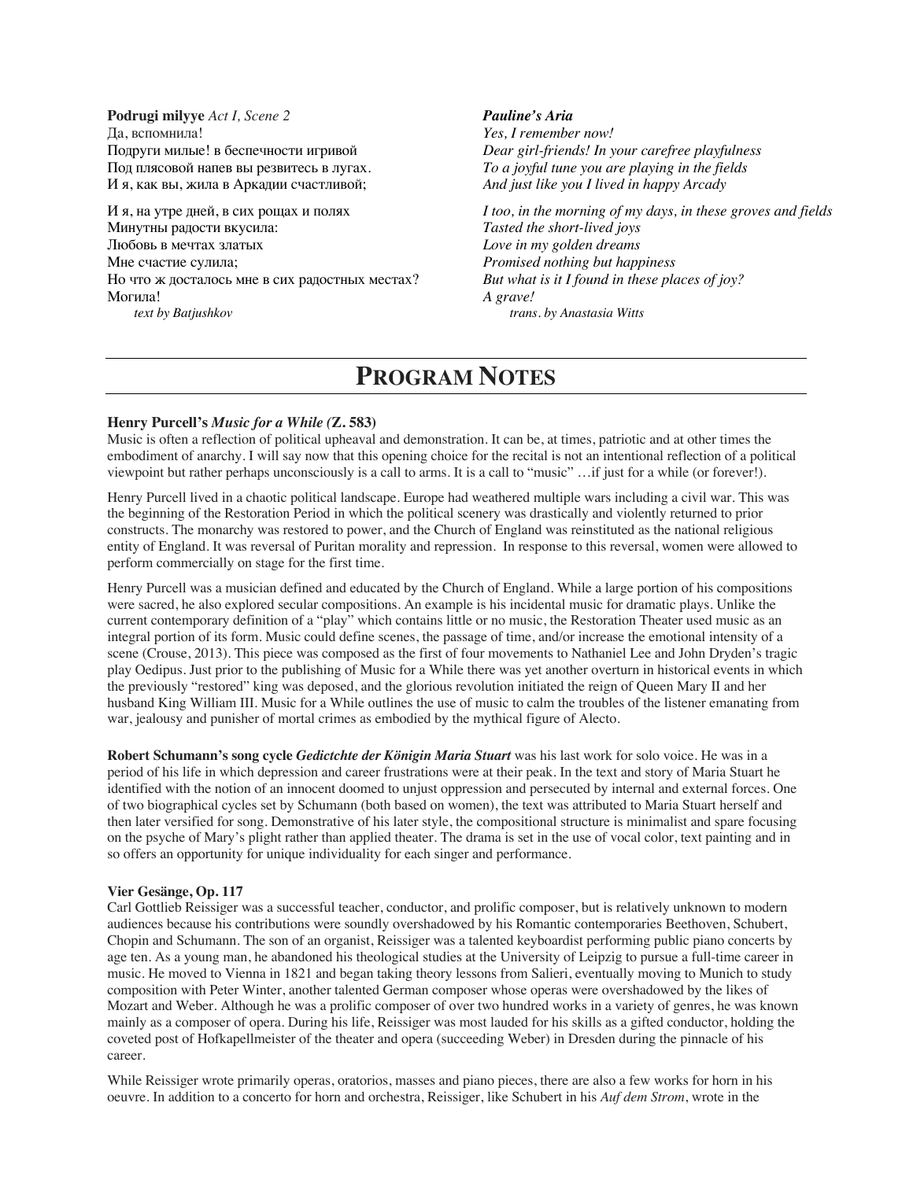**Podrugi milyye** *Act I, Scene 2*

Да, вспомнила!
Подруги милые! в беспечности игривой
Под плясовой напев вы резвитесь в лугах.
И я, как вы, жила в Аркадии счастливой;

И я, на утре дней, в сих рощах и полях
Минутны радости вкусила:
Любовь в мечтах златых
Мне счастие сулила;
Но что ж досталось мне в сих радостных местах?
Могила!

*text by Batjushkov*

***Pauline's Aria***

*Yes, I remember now!*
*Dear girl-friends! In your carefree playfulness*
*To a joyful tune you are playing in the fields*
*And just like you I lived in happy Arcady*

*I too, in the morning of my days, in these groves and fields*
*Tasted the short-lived joys*
*Love in my golden dreams*
*Promised nothing but happiness*
*But what is it I found in these places of joy?*
*A grave!*

*trans. by Anastasia Witts*

# PROGRAM NOTES

**Henry Purcell's *Music for a While (*Z. 583)**

Music is often a reflection of political upheaval and demonstration. It can be, at times, patriotic and at other times the embodiment of anarchy. I will say now that this opening choice for the recital is not an intentional reflection of a political viewpoint but rather perhaps unconsciously is a call to arms. It is a call to "music" …if just for a while (or forever!).

Henry Purcell lived in a chaotic political landscape. Europe had weathered multiple wars including a civil war. This was the beginning of the Restoration Period in which the political scenery was drastically and violently returned to prior constructs. The monarchy was restored to power, and the Church of England was reinstituted as the national religious entity of England. It was reversal of Puritan morality and repression. In response to this reversal, women were allowed to perform commercially on stage for the first time.

Henry Purcell was a musician defined and educated by the Church of England. While a large portion of his compositions were sacred, he also explored secular compositions. An example is his incidental music for dramatic plays. Unlike the current contemporary definition of a "play" which contains little or no music, the Restoration Theater used music as an integral portion of its form. Music could define scenes, the passage of time, and/or increase the emotional intensity of a scene (Crouse, 2013). This piece was composed as the first of four movements to Nathaniel Lee and John Dryden's tragic play Oedipus. Just prior to the publishing of Music for a While there was yet another overturn in historical events in which the previously "restored" king was deposed, and the glorious revolution initiated the reign of Queen Mary II and her husband King William III. Music for a While outlines the use of music to calm the troubles of the listener emanating from war, jealousy and punisher of mortal crimes as embodied by the mythical figure of Alecto.

**Robert Schumann's song cycle *Gedictchte der Königin Maria Stuart*** was his last work for solo voice. He was in a period of his life in which depression and career frustrations were at their peak. In the text and story of Maria Stuart he identified with the notion of an innocent doomed to unjust oppression and persecuted by internal and external forces. One of two biographical cycles set by Schumann (both based on women), the text was attributed to Maria Stuart herself and then later versified for song. Demonstrative of his later style, the compositional structure is minimalist and spare focusing on the psyche of Mary's plight rather than applied theater. The drama is set in the use of vocal color, text painting and in so offers an opportunity for unique individuality for each singer and performance.

**Vier Gesänge, Op. 117**

Carl Gottlieb Reissiger was a successful teacher, conductor, and prolific composer, but is relatively unknown to modern audiences because his contributions were soundly overshadowed by his Romantic contemporaries Beethoven, Schubert, Chopin and Schumann. The son of an organist, Reissiger was a talented keyboardist performing public piano concerts by age ten. As a young man, he abandoned his theological studies at the University of Leipzig to pursue a full-time career in music. He moved to Vienna in 1821 and began taking theory lessons from Salieri, eventually moving to Munich to study composition with Peter Winter, another talented German composer whose operas were overshadowed by the likes of Mozart and Weber. Although he was a prolific composer of over two hundred works in a variety of genres, he was known mainly as a composer of opera. During his life, Reissiger was most lauded for his skills as a gifted conductor, holding the coveted post of Hofkapellmeister of the theater and opera (succeeding Weber) in Dresden during the pinnacle of his career.

While Reissiger wrote primarily operas, oratorios, masses and piano pieces, there are also a few works for horn in his oeuvre. In addition to a concerto for horn and orchestra, Reissiger, like Schubert in his *Auf dem Strom*, wrote in the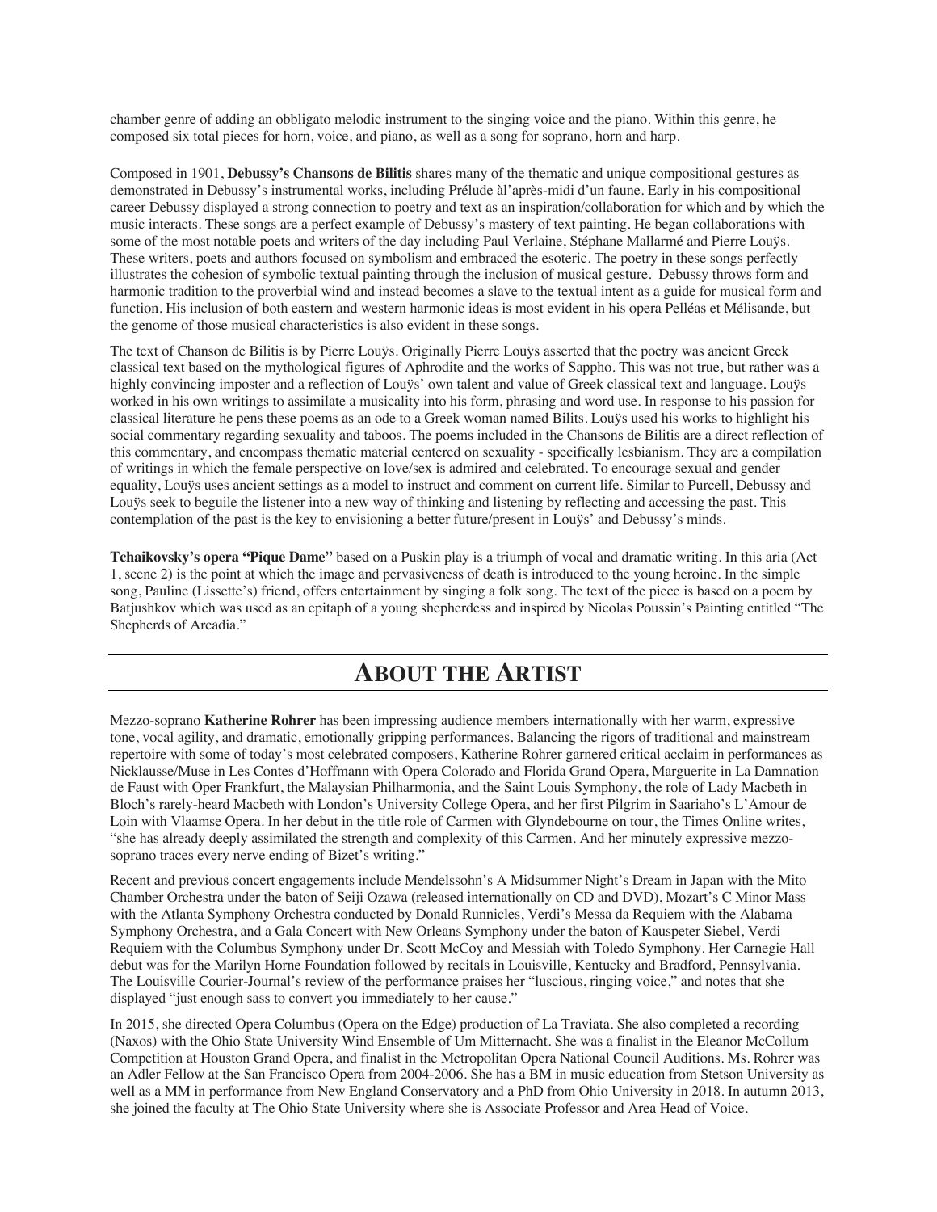chamber genre of adding an obbligato melodic instrument to the singing voice and the piano. Within this genre, he composed six total pieces for horn, voice, and piano, as well as a song for soprano, horn and harp.

Composed in 1901, **Debussy's Chansons de Bilitis** shares many of the thematic and unique compositional gestures as demonstrated in Debussy's instrumental works, including Prélude àl'après-midi d'un faune. Early in his compositional career Debussy displayed a strong connection to poetry and text as an inspiration/collaboration for which and by which the music interacts. These songs are a perfect example of Debussy's mastery of text painting. He began collaborations with some of the most notable poets and writers of the day including Paul Verlaine, Stéphane Mallarmé and Pierre Louÿs. These writers, poets and authors focused on symbolism and embraced the esoteric. The poetry in these songs perfectly illustrates the cohesion of symbolic textual painting through the inclusion of musical gesture. Debussy throws form and harmonic tradition to the proverbial wind and instead becomes a slave to the textual intent as a guide for musical form and function. His inclusion of both eastern and western harmonic ideas is most evident in his opera Pelléas et Mélisande, but the genome of those musical characteristics is also evident in these songs.

The text of Chanson de Bilitis is by Pierre Louÿs. Originally Pierre Louÿs asserted that the poetry was ancient Greek classical text based on the mythological figures of Aphrodite and the works of Sappho. This was not true, but rather was a highly convincing imposter and a reflection of Louÿs' own talent and value of Greek classical text and language. Louÿs worked in his own writings to assimilate a musicality into his form, phrasing and word use. In response to his passion for classical literature he pens these poems as an ode to a Greek woman named Bilits. Louÿs used his works to highlight his social commentary regarding sexuality and taboos. The poems included in the Chansons de Bilitis are a direct reflection of this commentary, and encompass thematic material centered on sexuality - specifically lesbianism. They are a compilation of writings in which the female perspective on love/sex is admired and celebrated. To encourage sexual and gender equality, Louÿs uses ancient settings as a model to instruct and comment on current life. Similar to Purcell, Debussy and Louÿs seek to beguile the listener into a new way of thinking and listening by reflecting and accessing the past. This contemplation of the past is the key to envisioning a better future/present in Louÿs' and Debussy's minds.

**Tchaikovsky's opera "Pique Dame"** based on a Puskin play is a triumph of vocal and dramatic writing. In this aria (Act 1, scene 2) is the point at which the image and pervasiveness of death is introduced to the young heroine. In the simple song, Pauline (Lissette's) friend, offers entertainment by singing a folk song. The text of the piece is based on a poem by Batjushkov which was used as an epitaph of a young shepherdess and inspired by Nicolas Poussin's Painting entitled "The Shepherds of Arcadia."

## About the Artist

Mezzo-soprano **Katherine Rohrer** has been impressing audience members internationally with her warm, expressive tone, vocal agility, and dramatic, emotionally gripping performances. Balancing the rigors of traditional and mainstream repertoire with some of today's most celebrated composers, Katherine Rohrer garnered critical acclaim in performances as Nicklausse/Muse in Les Contes d'Hoffmann with Opera Colorado and Florida Grand Opera, Marguerite in La Damnation de Faust with Oper Frankfurt, the Malaysian Philharmonia, and the Saint Louis Symphony, the role of Lady Macbeth in Bloch's rarely-heard Macbeth with London's University College Opera, and her first Pilgrim in Saariaho's L'Amour de Loin with Vlaamse Opera. In her debut in the title role of Carmen with Glyndebourne on tour, the Times Online writes, "she has already deeply assimilated the strength and complexity of this Carmen. And her minutely expressive mezzo-soprano traces every nerve ending of Bizet's writing."

Recent and previous concert engagements include Mendelssohn's A Midsummer Night's Dream in Japan with the Mito Chamber Orchestra under the baton of Seiji Ozawa (released internationally on CD and DVD), Mozart's C Minor Mass with the Atlanta Symphony Orchestra conducted by Donald Runnicles, Verdi's Messa da Requiem with the Alabama Symphony Orchestra, and a Gala Concert with New Orleans Symphony under the baton of Kauspeter Siebel, Verdi Requiem with the Columbus Symphony under Dr. Scott McCoy and Messiah with Toledo Symphony. Her Carnegie Hall debut was for the Marilyn Horne Foundation followed by recitals in Louisville, Kentucky and Bradford, Pennsylvania. The Louisville Courier-Journal's review of the performance praises her "luscious, ringing voice," and notes that she displayed "just enough sass to convert you immediately to her cause."

In 2015, she directed Opera Columbus (Opera on the Edge) production of La Traviata. She also completed a recording (Naxos) with the Ohio State University Wind Ensemble of Um Mitternacht. She was a finalist in the Eleanor McCollum Competition at Houston Grand Opera, and finalist in the Metropolitan Opera National Council Auditions. Ms. Rohrer was an Adler Fellow at the San Francisco Opera from 2004-2006. She has a BM in music education from Stetson University as well as a MM in performance from New England Conservatory and a PhD from Ohio University in 2018. In autumn 2013, she joined the faculty at The Ohio State University where she is Associate Professor and Area Head of Voice.